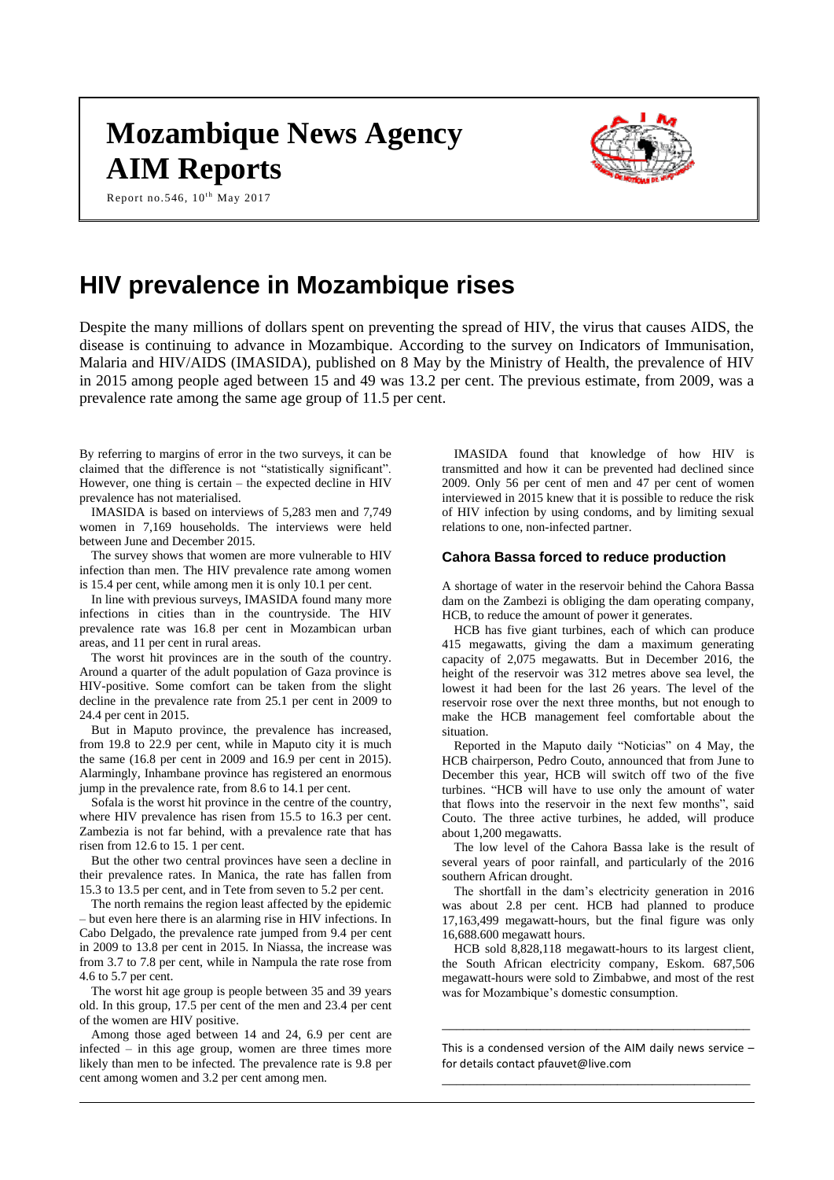# Mozambique News Agency AIM Reports

Report no.546, 10th May 2017

# HIV prevalence in Mozambique rises

Despite the many millions of dollars spent on preventing the spread of HIV, the virus that causes AIDS, the disease is continuing to advance in Mozambique. According to the survey on Indicators of Immunisation, Malaria and HIV/AIDS (IMASIDA), published on 8 May by the Ministry of Health, the prevalence of HIV in 2015 among people aged between 15 and 49 was 13.2 per cent. The previous estimate, from 2009, was a prevalence rate among the same age group of 11.5 per cent.

By referring to margins of error in the two surveys, it can be claimed that the difference is not "statistically significant". However, one thing is certain – the expected decline in HIV prevalence has not materialised.

IMASIDA is based on interviews of 5,283 men and 7,749 women in 7,169 households. The interviews were held between June and December 2015.

The survey shows that women are more vulnerable to HIV infection than men. The HIV prevalence rate among women is 15.4 per cent, while among men it is only 10.1 per cent.

In line with previous surveys, IMASIDA found many more infections in cities than in the countryside. The HIV prevalence rate was 16.8 per cent in Mozambican urban areas, and 11 per cent in rural areas.

The worst hit provinces are in the south of the country. Around a quarter of the adult population of Gaza province is HIV-positive. Some comfort can be taken from the slight decline in the prevalence rate from 25.1 per cent in 2009 to 24.4 per cent in 2015.

But in Maputo province, the prevalence has increased, from 19.8 to 22.9 per cent, while in Maputo city it is much the same (16.8 per cent in 2009 and 16.9 per cent in 2015). Alarmingly, Inhambane province has registered an enormous jump in the prevalence rate, from 8.6 to 14.1 per cent.

Sofala is the worst hit province in the centre of the country, where HIV prevalence has risen from 15.5 to 16.3 per cent. Zambezia is not far behind, with a prevalence rate that has risen from 12.6 to 15. 1 per cent.

But the other two central provinces have seen a decline in their prevalence rates. In Manica, the rate has fallen from 15.3 to 13.5 per cent, and in Tete from seven to 5.2 per cent.

The north remains the region least affected by the epidemic – but even here there is an alarming rise in HIV infections. In Cabo Delgado, the prevalence rate jumped from 9.4 per cent in 2009 to 13.8 per cent in 2015. In Niassa, the increase was from 3.7 to 7.8 per cent, while in Nampula the rate rose from 4.6 to 5.7 per cent.

The worst hit age group is people between 35 and 39 years old. In this group, 17.5 per cent of the men and 23.4 per cent of the women are HIV positive.

Among those aged between 14 and 24, 6.9 per cent are infected – in this age group, women are three times more likely than men to be infected. The prevalence rate is 9.8 per cent among women and 3.2 per cent among men.

IMASIDA found that knowledge of how HIV is transmitted and how it can be prevented had declined since 2009. Only 56 per cent of men and 47 per cent of women interviewed in 2015 knew that it is possible to reduce the risk of HIV infection by using condoms, and by limiting sexual relations to one, non-infected partner.

### Cahora Bassa forced to reduce production

A shortage of water in the reservoir behind the Cahora Bassa dam on the Zambezi is obliging the dam operating company, HCB, to reduce the amount of power it generates.

HCB has five giant turbines, each of which can produce 415 megawatts, giving the dam a maximum generating capacity of 2,075 megawatts. But in December 2016, the height of the reservoir was 312 metres above sea level, the lowest it had been for the last 26 years. The level of the reservoir rose over the next three months, but not enough to make the HCB management feel comfortable about the situation.

Reported in the Maputo daily "Noticias" on 4 May, the HCB chairperson, Pedro Couto, announced that from June to December this year, HCB will switch off two of the five turbines. "HCB will have to use only the amount of water that flows into the reservoir in the next few months", said Couto. The three active turbines, he added, will produce about 1,200 megawatts.

The low level of the Cahora Bassa lake is the result of several years of poor rainfall, and particularly of the 2016 southern African drought.

The shortfall in the dam's electricity generation in 2016 was about 2.8 per cent. HCB had planned to produce 17,163,499 megawatt-hours, but the final figure was only 16,688.600 megawatt hours.

HCB sold 8,828,118 megawatt-hours to its largest client, the South African electricity company, Eskom. 687,506 megawatt-hours were sold to Zimbabwe, and most of the rest was for Mozambique's domestic consumption.

---

This is a condensed version of the AIM daily news service – for details contact pfauvet@live.com

---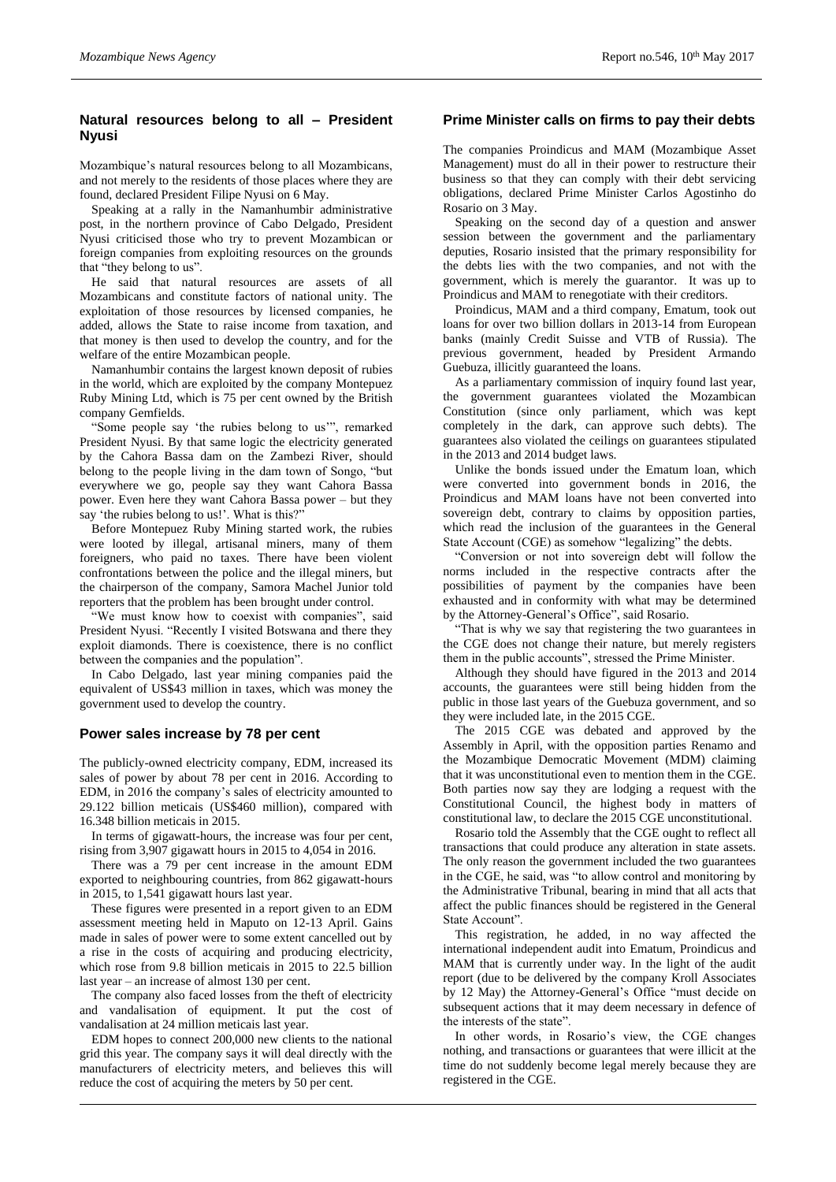## Natural resources belong to all – President Nyusi

Mozambique's natural resources belong to all Mozambicans, and not merely to the residents of those places where they are found, declared President Filipe Nyusi on 6 May.

Speaking at a rally in the Namanhumbir administrative post, in the northern province of Cabo Delgado, President Nyusi criticised those who try to prevent Mozambican or foreign companies from exploiting resources on the grounds that "they belong to us".

He said that natural resources are assets of all Mozambicans and constitute factors of national unity. The exploitation of those resources by licensed companies, he added, allows the State to raise income from taxation, and that money is then used to develop the country, and for the welfare of the entire Mozambican people.

Namanhumbir contains the largest known deposit of rubies in the world, which are exploited by the company Montepuez Ruby Mining Ltd, which is 75 per cent owned by the British company Gemfields.

"Some people say 'the rubies belong to us'", remarked President Nyusi. By that same logic the electricity generated by the Cahora Bassa dam on the Zambezi River, should belong to the people living in the dam town of Songo, "but everywhere we go, people say they want Cahora Bassa power. Even here they want Cahora Bassa power – but they say 'the rubies belong to us!'. What is this?"

Before Montepuez Ruby Mining started work, the rubies were looted by illegal, artisanal miners, many of them foreigners, who paid no taxes. There have been violent confrontations between the police and the illegal miners, but the chairperson of the company, Samora Machel Junior told reporters that the problem has been brought under control.

"We must know how to coexist with companies", said President Nyusi. "Recently I visited Botswana and there they exploit diamonds. There is coexistence, there is no conflict between the companies and the population".

In Cabo Delgado, last year mining companies paid the equivalent of US$43 million in taxes, which was money the government used to develop the country.

## Power sales increase by 78 per cent

The publicly-owned electricity company, EDM, increased its sales of power by about 78 per cent in 2016. According to EDM, in 2016 the company's sales of electricity amounted to 29.122 billion meticais (US$460 million), compared with 16.348 billion meticais in 2015.

In terms of gigawatt-hours, the increase was four per cent, rising from 3,907 gigawatt hours in 2015 to 4,054 in 2016.

There was a 79 per cent increase in the amount EDM exported to neighbouring countries, from 862 gigawatt-hours in 2015, to 1,541 gigawatt hours last year.

These figures were presented in a report given to an EDM assessment meeting held in Maputo on 12-13 April. Gains made in sales of power were to some extent cancelled out by a rise in the costs of acquiring and producing electricity, which rose from 9.8 billion meticais in 2015 to 22.5 billion last year – an increase of almost 130 per cent.

The company also faced losses from the theft of electricity and vandalisation of equipment. It put the cost of vandalisation at 24 million meticais last year.

EDM hopes to connect 200,000 new clients to the national grid this year. The company says it will deal directly with the manufacturers of electricity meters, and believes this will reduce the cost of acquiring the meters by 50 per cent.

## Prime Minister calls on firms to pay their debts

The companies Proindicus and MAM (Mozambique Asset Management) must do all in their power to restructure their business so that they can comply with their debt servicing obligations, declared Prime Minister Carlos Agostinho do Rosario on 3 May.

Speaking on the second day of a question and answer session between the government and the parliamentary deputies, Rosario insisted that the primary responsibility for the debts lies with the two companies, and not with the government, which is merely the guarantor. It was up to Proindicus and MAM to renegotiate with their creditors.

Proindicus, MAM and a third company, Ematum, took out loans for over two billion dollars in 2013-14 from European banks (mainly Credit Suisse and VTB of Russia). The previous government, headed by President Armando Guebuza, illicitly guaranteed the loans.

As a parliamentary commission of inquiry found last year, the government guarantees violated the Mozambican Constitution (since only parliament, which was kept completely in the dark, can approve such debts). The guarantees also violated the ceilings on guarantees stipulated in the 2013 and 2014 budget laws.

Unlike the bonds issued under the Ematum loan, which were converted into government bonds in 2016, the Proindicus and MAM loans have not been converted into sovereign debt, contrary to claims by opposition parties, which read the inclusion of the guarantees in the General State Account (CGE) as somehow "legalizing" the debts.

"Conversion or not into sovereign debt will follow the norms included in the respective contracts after the possibilities of payment by the companies have been exhausted and in conformity with what may be determined by the Attorney-General's Office", said Rosario.

"That is why we say that registering the two guarantees in the CGE does not change their nature, but merely registers them in the public accounts", stressed the Prime Minister.

Although they should have figured in the 2013 and 2014 accounts, the guarantees were still being hidden from the public in those last years of the Guebuza government, and so they were included late, in the 2015 CGE.

The 2015 CGE was debated and approved by the Assembly in April, with the opposition parties Renamo and the Mozambique Democratic Movement (MDM) claiming that it was unconstitutional even to mention them in the CGE. Both parties now say they are lodging a request with the Constitutional Council, the highest body in matters of constitutional law, to declare the 2015 CGE unconstitutional.

Rosario told the Assembly that the CGE ought to reflect all transactions that could produce any alteration in state assets. The only reason the government included the two guarantees in the CGE, he said, was "to allow control and monitoring by the Administrative Tribunal, bearing in mind that all acts that affect the public finances should be registered in the General State Account".

This registration, he added, in no way affected the international independent audit into Ematum, Proindicus and MAM that is currently under way. In the light of the audit report (due to be delivered by the company Kroll Associates by 12 May) the Attorney-General's Office "must decide on subsequent actions that it may deem necessary in defence of the interests of the state".

In other words, in Rosario's view, the CGE changes nothing, and transactions or guarantees that were illicit at the time do not suddenly become legal merely because they are registered in the CGE.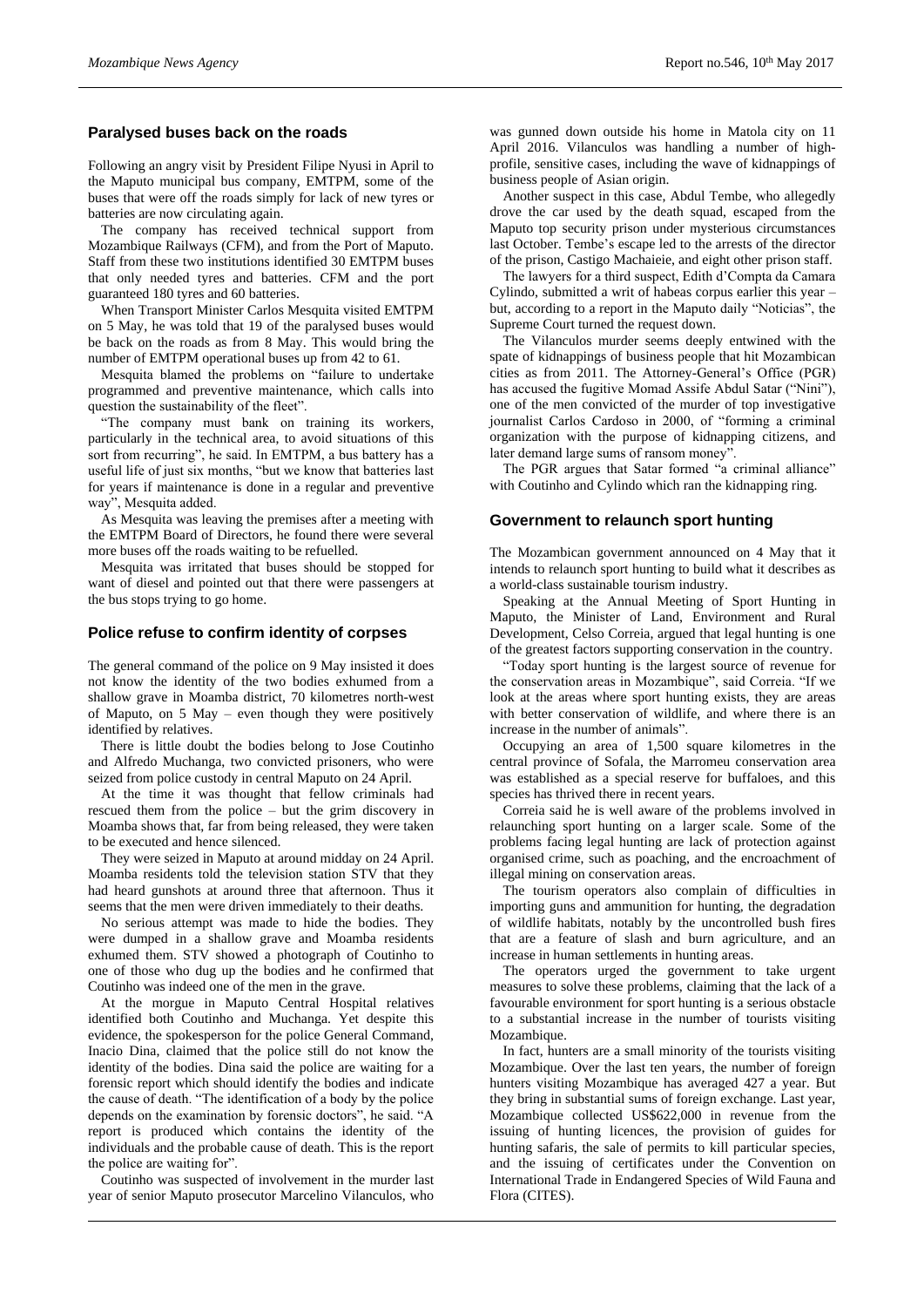## Paralysed buses back on the roads

Following an angry visit by President Filipe Nyusi in April to the Maputo municipal bus company, EMTPM, some of the buses that were off the roads simply for lack of new tyres or batteries are now circulating again.

The company has received technical support from Mozambique Railways (CFM), and from the Port of Maputo. Staff from these two institutions identified 30 EMTPM buses that only needed tyres and batteries. CFM and the port guaranteed 180 tyres and 60 batteries.

When Transport Minister Carlos Mesquita visited EMTPM on 5 May, he was told that 19 of the paralysed buses would be back on the roads as from 8 May. This would bring the number of EMTPM operational buses up from 42 to 61.

Mesquita blamed the problems on "failure to undertake programmed and preventive maintenance, which calls into question the sustainability of the fleet".

"The company must bank on training its workers, particularly in the technical area, to avoid situations of this sort from recurring", he said. In EMTPM, a bus battery has a useful life of just six months, "but we know that batteries last for years if maintenance is done in a regular and preventive way", Mesquita added.

As Mesquita was leaving the premises after a meeting with the EMTPM Board of Directors, he found there were several more buses off the roads waiting to be refuelled.

Mesquita was irritated that buses should be stopped for want of diesel and pointed out that there were passengers at the bus stops trying to go home.

## Police refuse to confirm identity of corpses

The general command of the police on 9 May insisted it does not know the identity of the two bodies exhumed from a shallow grave in Moamba district, 70 kilometres north-west of Maputo, on 5 May – even though they were positively identified by relatives.

There is little doubt the bodies belong to Jose Coutinho and Alfredo Muchanga, two convicted prisoners, who were seized from police custody in central Maputo on 24 April.

At the time it was thought that fellow criminals had rescued them from the police – but the grim discovery in Moamba shows that, far from being released, they were taken to be executed and hence silenced.

They were seized in Maputo at around midday on 24 April. Moamba residents told the television station STV that they had heard gunshots at around three that afternoon. Thus it seems that the men were driven immediately to their deaths.

No serious attempt was made to hide the bodies. They were dumped in a shallow grave and Moamba residents exhumed them. STV showed a photograph of Coutinho to one of those who dug up the bodies and he confirmed that Coutinho was indeed one of the men in the grave.

At the morgue in Maputo Central Hospital relatives identified both Coutinho and Muchanga. Yet despite this evidence, the spokesperson for the police General Command, Inacio Dina, claimed that the police still do not know the identity of the bodies. Dina said the police are waiting for a forensic report which should identify the bodies and indicate the cause of death. "The identification of a body by the police depends on the examination by forensic doctors", he said. "A report is produced which contains the identity of the individuals and the probable cause of death. This is the report the police are waiting for".

Coutinho was suspected of involvement in the murder last year of senior Maputo prosecutor Marcelino Vilanculos, who was gunned down outside his home in Matola city on 11 April 2016. Vilanculos was handling a number of high-profile, sensitive cases, including the wave of kidnappings of business people of Asian origin.

Another suspect in this case, Abdul Tembe, who allegedly drove the car used by the death squad, escaped from the Maputo top security prison under mysterious circumstances last October. Tembe's escape led to the arrests of the director of the prison, Castigo Machaieie, and eight other prison staff.

The lawyers for a third suspect, Edith d'Compta da Camara Cylindo, submitted a writ of habeas corpus earlier this year – but, according to a report in the Maputo daily "Noticias", the Supreme Court turned the request down.

The Vilanculos murder seems deeply entwined with the spate of kidnappings of business people that hit Mozambican cities as from 2011. The Attorney-General's Office (PGR) has accused the fugitive Momad Assife Abdul Satar ("Nini"), one of the men convicted of the murder of top investigative journalist Carlos Cardoso in 2000, of "forming a criminal organization with the purpose of kidnapping citizens, and later demand large sums of ransom money".

The PGR argues that Satar formed "a criminal alliance" with Coutinho and Cylindo which ran the kidnapping ring.

## Government to relaunch sport hunting

The Mozambican government announced on 4 May that it intends to relaunch sport hunting to build what it describes as a world-class sustainable tourism industry.

Speaking at the Annual Meeting of Sport Hunting in Maputo, the Minister of Land, Environment and Rural Development, Celso Correia, argued that legal hunting is one of the greatest factors supporting conservation in the country.

"Today sport hunting is the largest source of revenue for the conservation areas in Mozambique", said Correia. "If we look at the areas where sport hunting exists, they are areas with better conservation of wildlife, and where there is an increase in the number of animals".

Occupying an area of 1,500 square kilometres in the central province of Sofala, the Marromeu conservation area was established as a special reserve for buffaloes, and this species has thrived there in recent years.

Correia said he is well aware of the problems involved in relaunching sport hunting on a larger scale. Some of the problems facing legal hunting are lack of protection against organised crime, such as poaching, and the encroachment of illegal mining on conservation areas.

The tourism operators also complain of difficulties in importing guns and ammunition for hunting, the degradation of wildlife habitats, notably by the uncontrolled bush fires that are a feature of slash and burn agriculture, and an increase in human settlements in hunting areas.

The operators urged the government to take urgent measures to solve these problems, claiming that the lack of a favourable environment for sport hunting is a serious obstacle to a substantial increase in the number of tourists visiting Mozambique.

In fact, hunters are a small minority of the tourists visiting Mozambique. Over the last ten years, the number of foreign hunters visiting Mozambique has averaged 427 a year. But they bring in substantial sums of foreign exchange. Last year, Mozambique collected US$622,000 in revenue from the issuing of hunting licences, the provision of guides for hunting safaris, the sale of permits to kill particular species, and the issuing of certificates under the Convention on International Trade in Endangered Species of Wild Fauna and Flora (CITES).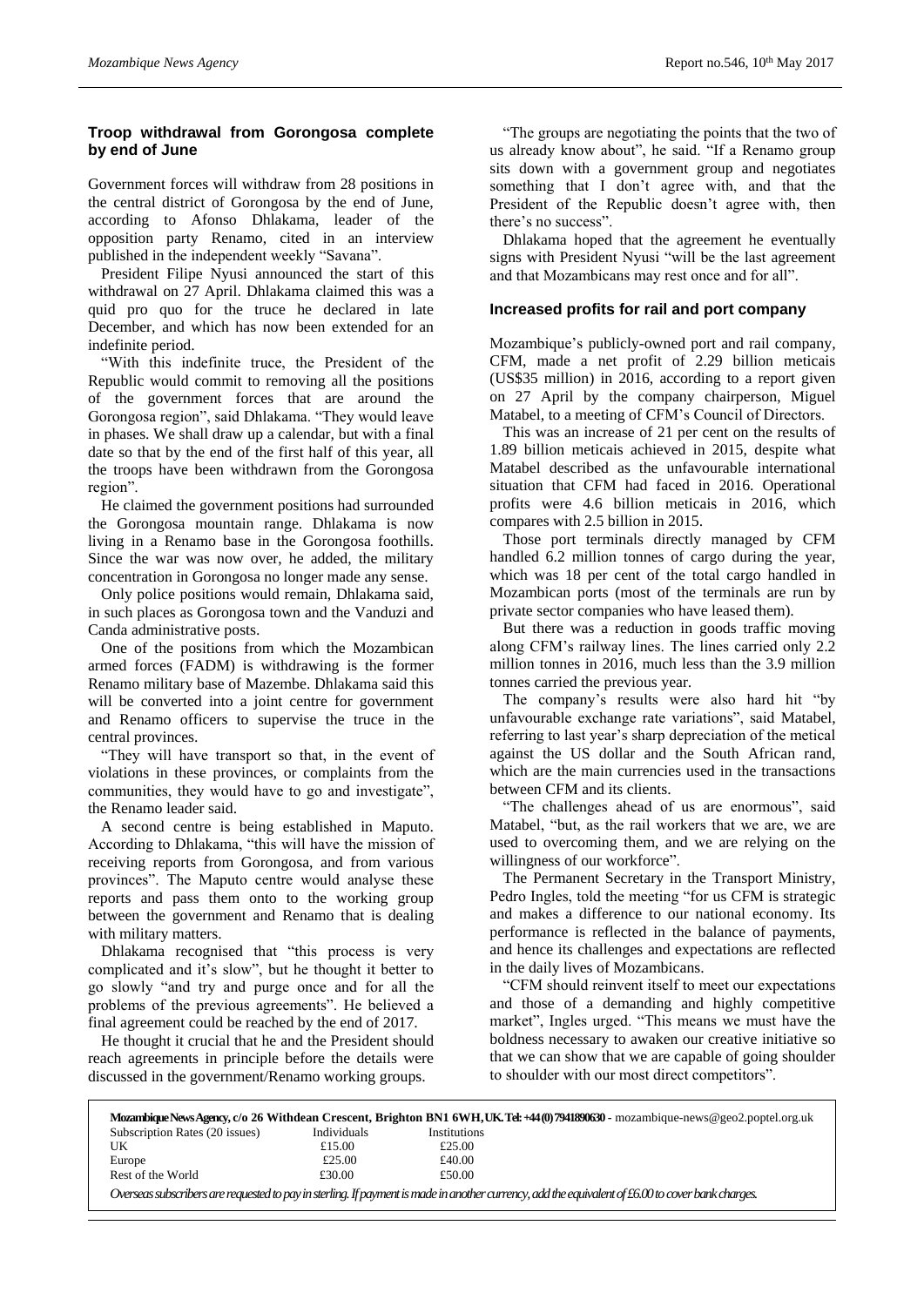## Troop withdrawal from Gorongosa complete by end of June

Government forces will withdraw from 28 positions in the central district of Gorongosa by the end of June, according to Afonso Dhlakama, leader of the opposition party Renamo, cited in an interview published in the independent weekly "Savana".

President Filipe Nyusi announced the start of this withdrawal on 27 April. Dhlakama claimed this was a quid pro quo for the truce he declared in late December, and which has now been extended for an indefinite period.

"With this indefinite truce, the President of the Republic would commit to removing all the positions of the government forces that are around the Gorongosa region", said Dhlakama. "They would leave in phases. We shall draw up a calendar, but with a final date so that by the end of the first half of this year, all the troops have been withdrawn from the Gorongosa region".

He claimed the government positions had surrounded the Gorongosa mountain range. Dhlakama is now living in a Renamo base in the Gorongosa foothills. Since the war was now over, he added, the military concentration in Gorongosa no longer made any sense.

Only police positions would remain, Dhlakama said, in such places as Gorongosa town and the Vanduzi and Canda administrative posts.

One of the positions from which the Mozambican armed forces (FADM) is withdrawing is the former Renamo military base of Mazembe. Dhlakama said this will be converted into a joint centre for government and Renamo officers to supervise the truce in the central provinces.

"They will have transport so that, in the event of violations in these provinces, or complaints from the communities, they would have to go and investigate", the Renamo leader said.

A second centre is being established in Maputo. According to Dhlakama, "this will have the mission of receiving reports from Gorongosa, and from various provinces". The Maputo centre would analyse these reports and pass them onto to the working group between the government and Renamo that is dealing with military matters.

Dhlakama recognised that "this process is very complicated and it's slow", but he thought it better to go slowly "and try and purge once and for all the problems of the previous agreements". He believed a final agreement could be reached by the end of 2017.

He thought it crucial that he and the President should reach agreements in principle before the details were discussed in the government/Renamo working groups.

"The groups are negotiating the points that the two of us already know about", he said. "If a Renamo group sits down with a government group and negotiates something that I don't agree with, and that the President of the Republic doesn't agree with, then there's no success".

Dhlakama hoped that the agreement he eventually signs with President Nyusi "will be the last agreement and that Mozambicans may rest once and for all".

## Increased profits for rail and port company

Mozambique's publicly-owned port and rail company, CFM, made a net profit of 2.29 billion meticais (US$35 million) in 2016, according to a report given on 27 April by the company chairperson, Miguel Matabel, to a meeting of CFM's Council of Directors.

This was an increase of 21 per cent on the results of 1.89 billion meticais achieved in 2015, despite what Matabel described as the unfavourable international situation that CFM had faced in 2016. Operational profits were 4.6 billion meticais in 2016, which compares with 2.5 billion in 2015.

Those port terminals directly managed by CFM handled 6.2 million tonnes of cargo during the year, which was 18 per cent of the total cargo handled in Mozambican ports (most of the terminals are run by private sector companies who have leased them).

But there was a reduction in goods traffic moving along CFM's railway lines. The lines carried only 2.2 million tonnes in 2016, much less than the 3.9 million tonnes carried the previous year.

The company's results were also hard hit "by unfavourable exchange rate variations", said Matabel, referring to last year's sharp depreciation of the metical against the US dollar and the South African rand, which are the main currencies used in the transactions between CFM and its clients.

"The challenges ahead of us are enormous", said Matabel, "but, as the rail workers that we are, we are used to overcoming them, and we are relying on the willingness of our workforce".

The Permanent Secretary in the Transport Ministry, Pedro Ingles, told the meeting "for us CFM is strategic and makes a difference to our national economy. Its performance is reflected in the balance of payments, and hence its challenges and expectations are reflected in the daily lives of Mozambicans.

"CFM should reinvent itself to meet our expectations and those of a demanding and highly competitive market", Ingles urged. "This means we must have the boldness necessary to awaken our creative initiative so that we can show that we are capable of going shoulder to shoulder with our most direct competitors".

---

**Mozambique News Agency, c/o 26 Withdean Crescent, Brighton BN1 6WH, UK. Tel: +44 (0) 7941890630 -** mozambique-news@geo2.poptel.org.uk

| Subscription Rates (20 issues) | Individuals | Institutions |
|---|---|---|
| UK | £15.00 | £25.00 |
| Europe | £25.00 | £40.00 |
| Rest of the World | £30.00 | £50.00 |

*Overseas subscribers are requested to pay in sterling. If payment is made in another currency, add the equivalent of £6.00 to cover bank charges.*